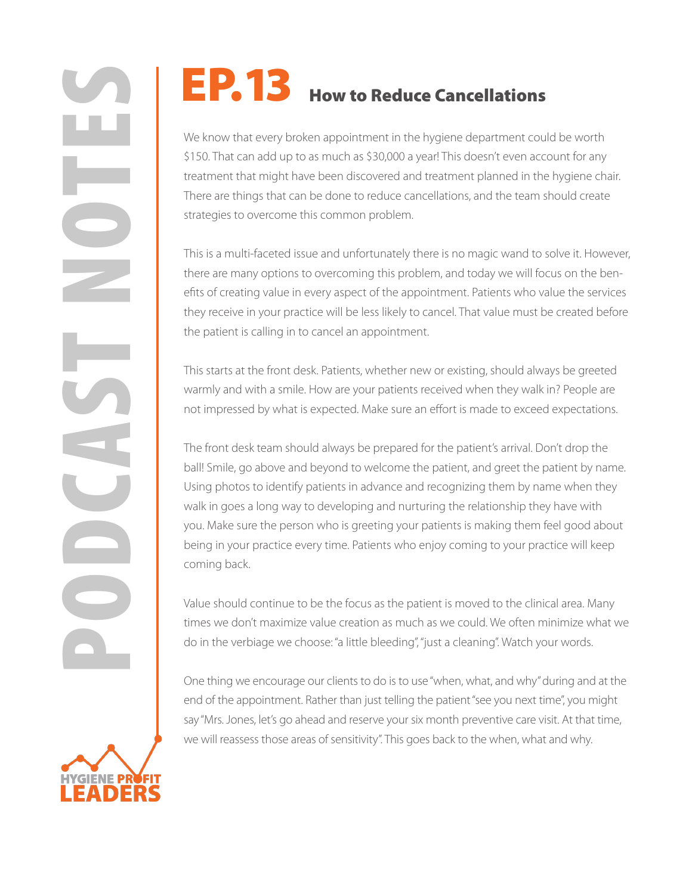# EP.13 How to Reduce Cancellations

We know that every broken appointment in the hygiene department could be worth $150. That can add up to as much as $30,000 a year! This doesn't even account for any treatment that might have been discovered and treatment planned in the hygiene chair. There are things that can be done to reduce cancellations, and the team should create strategies to overcome this common problem.

This is a multi-faceted issue and unfortunately there is no magic wand to solve it. However, there are many options to overcoming this problem, and today we will focus on the benefits of creating value in every aspect of the appointment. Patients who value the services they receive in your practice will be less likely to cancel. That value must be created before the patient is calling in to cancel an appointment.

This starts at the front desk. Patients, whether new or existing, should always be greeted warmly and with a smile. How are your patients received when they walk in? People are not impressed by what is expected. Make sure an effort is made to exceed expectations.

The front desk team should always be prepared for the patient's arrival. Don't drop the ball! Smile, go above and beyond to welcome the patient, and greet the patient by name. Using photos to identify patients in advance and recognizing them by name when they walk in goes a long way to developing and nurturing the relationship they have with you. Make sure the person who is greeting your patients is making them feel good about being in your practice every time. Patients who enjoy coming to your practice will keep coming back.

Value should continue to be the focus as the patient is moved to the clinical area. Many times we don't maximize value creation as much as we could. We often minimize what we do in the verbiage we choose: "a little bleeding", "just a cleaning". Watch your words.

One thing we encourage our clients to do is to use "when, what, and why" during and at the end of the appointment. Rather than just telling the patient "see you next time", you might say "Mrs. Jones, let's go ahead and reserve your six month preventive care visit. At that time, we will reassess those areas of sensitivity". This goes back to the when, what and why.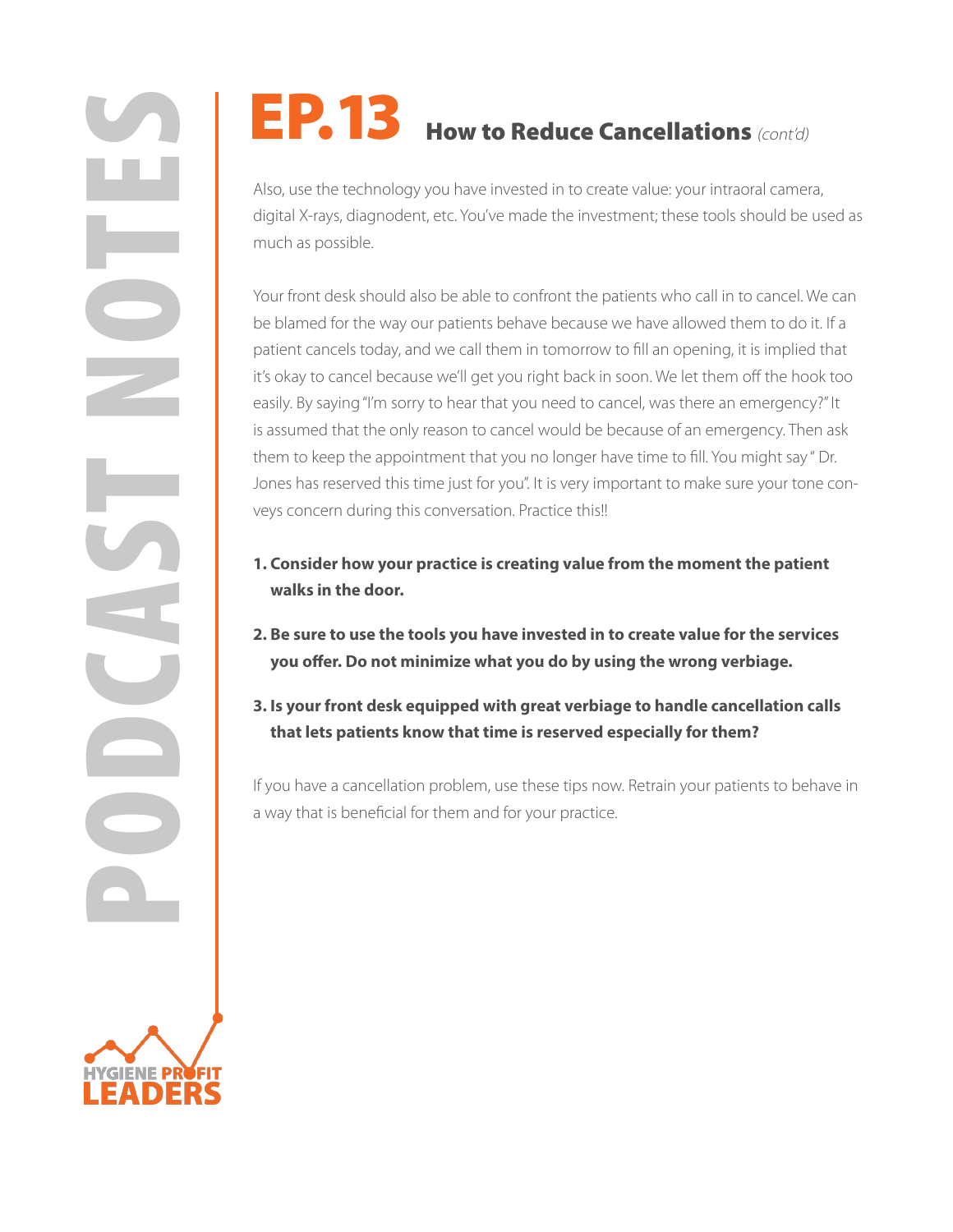# EP.13 How to Reduce Cancellations *(cont'd)*

Also, use the technology you have invested in to create value: your intraoral camera, digital X-rays, diagnodent, etc. You've made the investment; these tools should be used as much as possible.

Your front desk should also be able to confront the patients who call in to cancel. We can be blamed for the way our patients behave because we have allowed them to do it. If a patient cancels today, and we call them in tomorrow to fill an opening, it is implied that it's okay to cancel because we'll get you right back in soon. We let them off the hook too easily. By saying "I'm sorry to hear that you need to cancel, was there an emergency?" It is assumed that the only reason to cancel would be because of an emergency. Then ask them to keep the appointment that you no longer have time to fill. You might say " Dr. Jones has reserved this time just for you". It is very important to make sure your tone conveys concern during this conversation. Practice this!!

1. **Consider how your practice is creating value from the moment the patient walks in the door.**
2. **Be sure to use the tools you have invested in to create value for the services you offer. Do not minimize what you do by using the wrong verbiage.**
3. **Is your front desk equipped with great verbiage to handle cancellation calls that lets patients know that time is reserved especially for them?**

If you have a cancellation problem, use these tips now. Retrain your patients to behave in a way that is beneficial for them and for your practice.